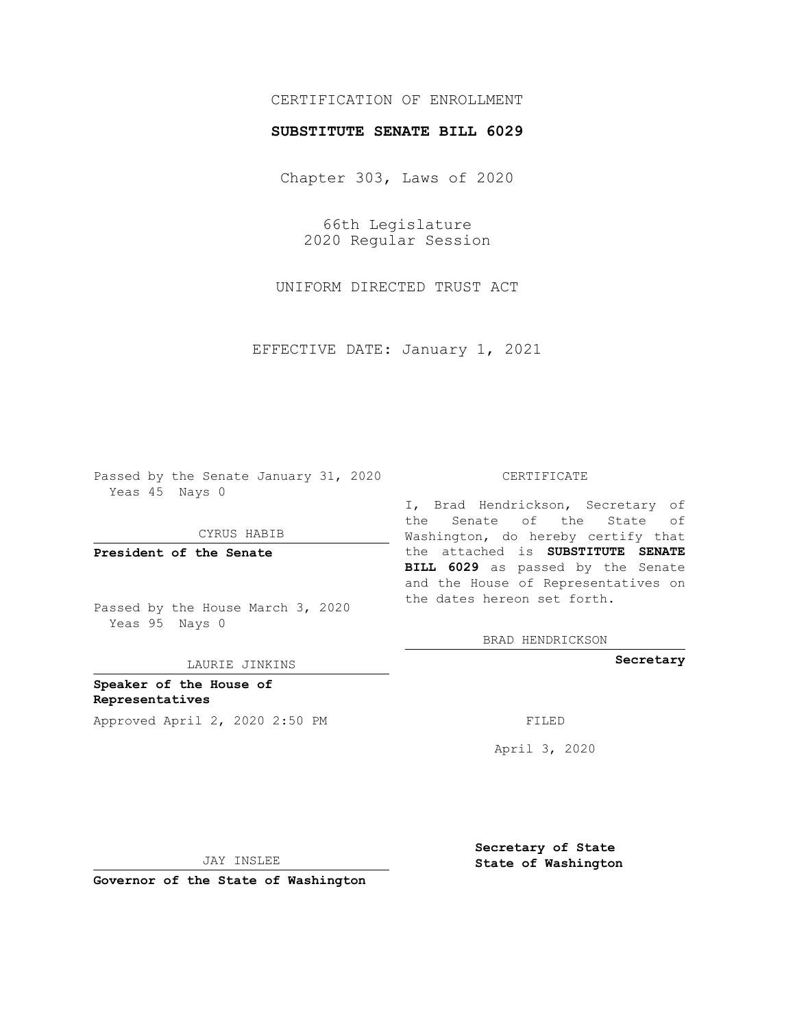CERTIFICATION OF ENROLLMENT

**SUBSTITUTE SENATE BILL 6029**

Chapter 303, Laws of 2020

66th Legislature
2020 Regular Session

UNIFORM DIRECTED TRUST ACT

EFFECTIVE DATE: January 1, 2021

Passed by the Senate January 31, 2020
Yeas 45 Nays 0

CYRUS HABIB

**President of the Senate**

Passed by the House March 3, 2020
Yeas 95 Nays 0

LAURIE JINKINS

**Speaker of the House of Representatives**

Approved April 2, 2020 2:50 PM

JAY INSLEE

**Governor of the State of Washington**

CERTIFICATE

I, Brad Hendrickson, Secretary of the Senate of the State of Washington, do hereby certify that the attached is **SUBSTITUTE SENATE BILL 6029** as passed by the Senate and the House of Representatives on the dates hereon set forth.

BRAD HENDRICKSON

**Secretary**

FILED

April 3, 2020

**Secretary of State State of Washington**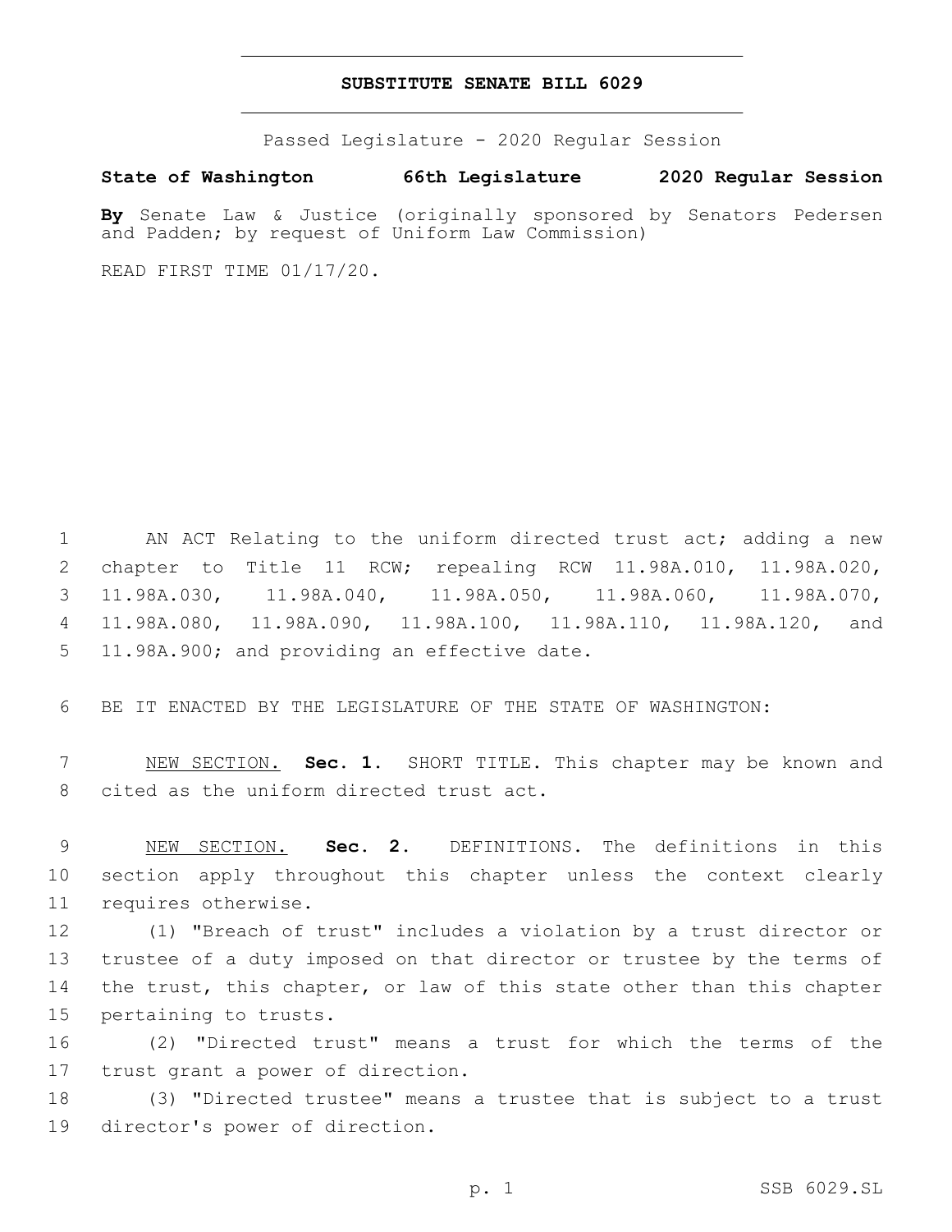# SUBSTITUTE SENATE BILL 6029

Passed Legislature - 2020 Regular Session

**State of Washington 66th Legislature 2020 Regular Session**

**By** Senate Law & Justice (originally sponsored by Senators Pedersen and Padden; by request of Uniform Law Commission)

READ FIRST TIME 01/17/20.

AN ACT Relating to the uniform directed trust act; adding a new chapter to Title 11 RCW; repealing RCW 11.98A.010, 11.98A.020, 11.98A.030, 11.98A.040, 11.98A.050, 11.98A.060, 11.98A.070, 11.98A.080, 11.98A.090, 11.98A.100, 11.98A.110, 11.98A.120, and 11.98A.900; and providing an effective date.

BE IT ENACTED BY THE LEGISLATURE OF THE STATE OF WASHINGTON:

NEW SECTION. **Sec. 1.** SHORT TITLE. This chapter may be known and cited as the uniform directed trust act.

NEW SECTION. **Sec. 2.** DEFINITIONS. The definitions in this section apply throughout this chapter unless the context clearly requires otherwise.

(1) "Breach of trust" includes a violation by a trust director or trustee of a duty imposed on that director or trustee by the terms of the trust, this chapter, or law of this state other than this chapter pertaining to trusts.

(2) "Directed trust" means a trust for which the terms of the trust grant a power of direction.

(3) "Directed trustee" means a trustee that is subject to a trust director's power of direction.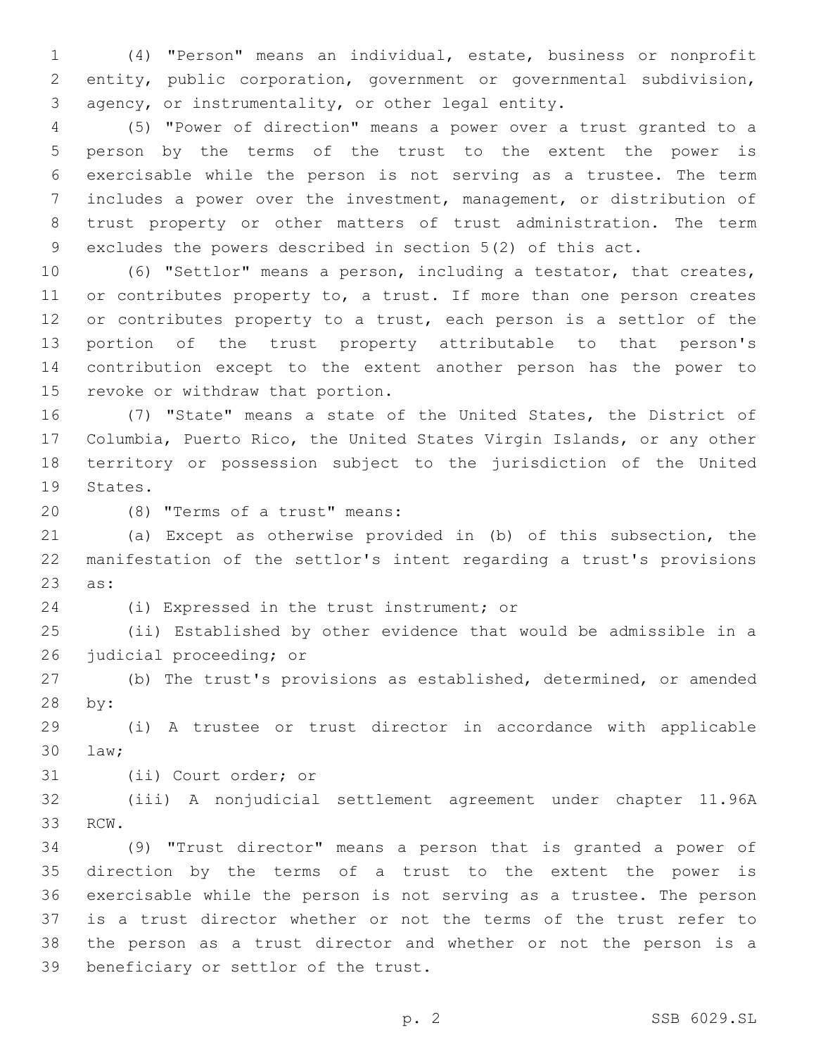(4) "Person" means an individual, estate, business or nonprofit entity, public corporation, government or governmental subdivision, agency, or instrumentality, or other legal entity.

(5) "Power of direction" means a power over a trust granted to a person by the terms of the trust to the extent the power is exercisable while the person is not serving as a trustee. The term includes a power over the investment, management, or distribution of trust property or other matters of trust administration. The term excludes the powers described in section 5(2) of this act.

(6) "Settlor" means a person, including a testator, that creates, or contributes property to, a trust. If more than one person creates or contributes property to a trust, each person is a settlor of the portion of the trust property attributable to that person's contribution except to the extent another person has the power to revoke or withdraw that portion.

(7) "State" means a state of the United States, the District of Columbia, Puerto Rico, the United States Virgin Islands, or any other territory or possession subject to the jurisdiction of the United States.

(8) "Terms of a trust" means:

(a) Except as otherwise provided in (b) of this subsection, the manifestation of the settlor's intent regarding a trust's provisions as:

(i) Expressed in the trust instrument; or

(ii) Established by other evidence that would be admissible in a judicial proceeding; or

(b) The trust's provisions as established, determined, or amended by:

(i) A trustee or trust director in accordance with applicable law;

(ii) Court order; or

(iii) A nonjudicial settlement agreement under chapter 11.96A RCW.

(9) "Trust director" means a person that is granted a power of direction by the terms of a trust to the extent the power is exercisable while the person is not serving as a trustee. The person is a trust director whether or not the terms of the trust refer to the person as a trust director and whether or not the person is a beneficiary or settlor of the trust.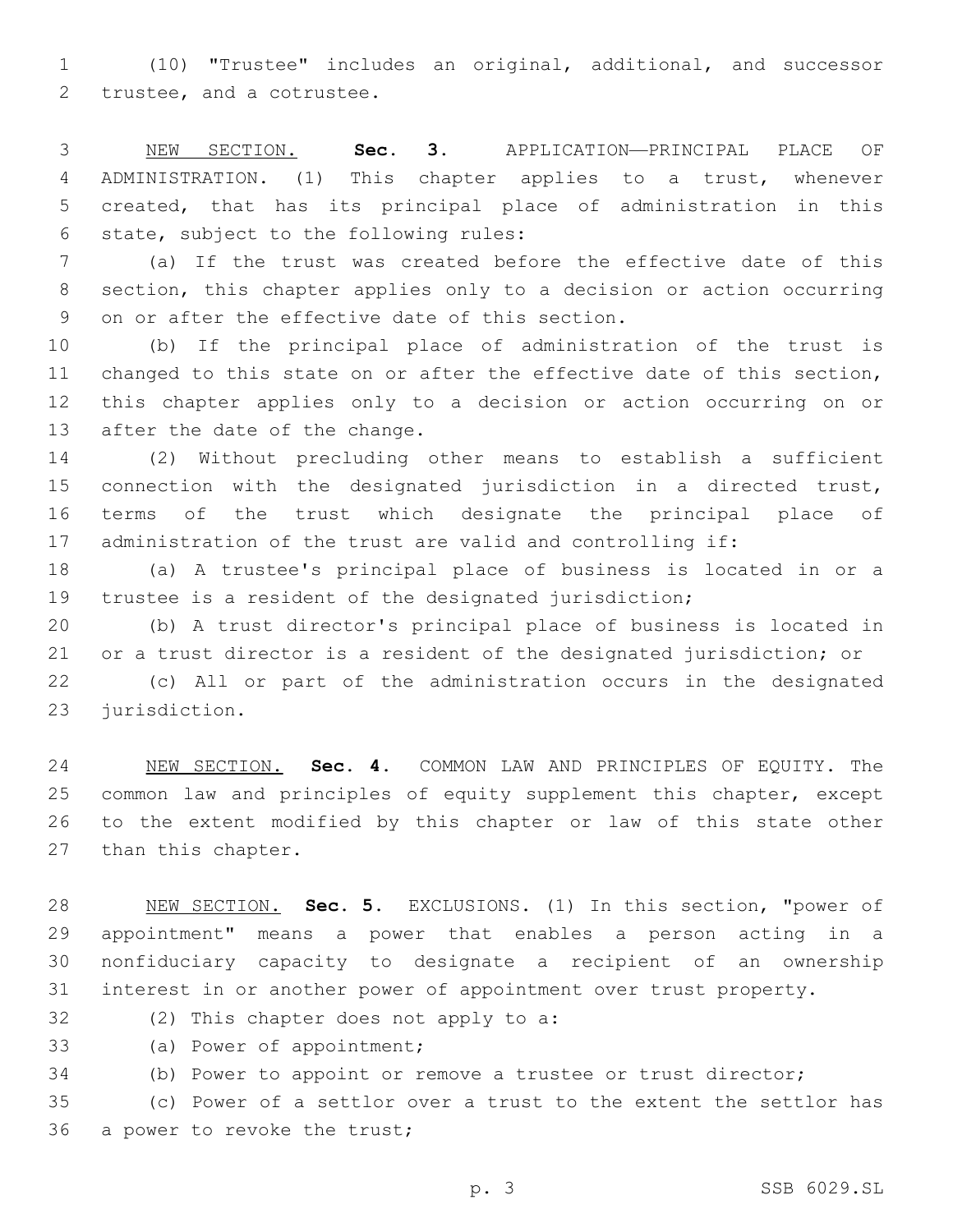(10) "Trustee" includes an original, additional, and successor trustee, and a cotrustee.

NEW SECTION. **Sec. 3.** APPLICATION—PRINCIPAL PLACE OF ADMINISTRATION. (1) This chapter applies to a trust, whenever created, that has its principal place of administration in this state, subject to the following rules:

(a) If the trust was created before the effective date of this section, this chapter applies only to a decision or action occurring on or after the effective date of this section.

(b) If the principal place of administration of the trust is changed to this state on or after the effective date of this section, this chapter applies only to a decision or action occurring on or after the date of the change.

(2) Without precluding other means to establish a sufficient connection with the designated jurisdiction in a directed trust, terms of the trust which designate the principal place of administration of the trust are valid and controlling if:

(a) A trustee's principal place of business is located in or a trustee is a resident of the designated jurisdiction;

(b) A trust director's principal place of business is located in or a trust director is a resident of the designated jurisdiction; or

(c) All or part of the administration occurs in the designated jurisdiction.

NEW SECTION. **Sec. 4.** COMMON LAW AND PRINCIPLES OF EQUITY. The common law and principles of equity supplement this chapter, except to the extent modified by this chapter or law of this state other than this chapter.

NEW SECTION. **Sec. 5.** EXCLUSIONS. (1) In this section, "power of appointment" means a power that enables a person acting in a nonfiduciary capacity to designate a recipient of an ownership interest in or another power of appointment over trust property.

(2) This chapter does not apply to a:

(a) Power of appointment;

(b) Power to appoint or remove a trustee or trust director;

(c) Power of a settlor over a trust to the extent the settlor has a power to revoke the trust;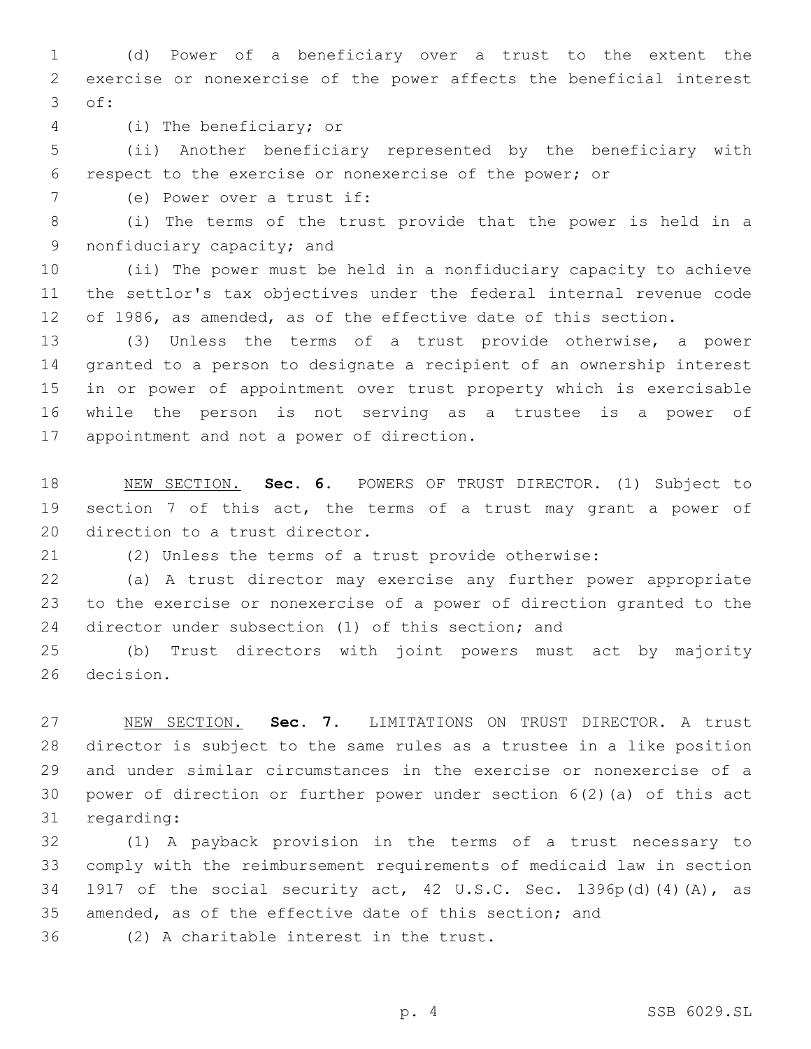(d) Power of a beneficiary over a trust to the extent the exercise or nonexercise of the power affects the beneficial interest of:

(i) The beneficiary; or

(ii) Another beneficiary represented by the beneficiary with respect to the exercise or nonexercise of the power; or

(e) Power over a trust if:

(i) The terms of the trust provide that the power is held in a nonfiduciary capacity; and

(ii) The power must be held in a nonfiduciary capacity to achieve the settlor's tax objectives under the federal internal revenue code of 1986, as amended, as of the effective date of this section.

(3) Unless the terms of a trust provide otherwise, a power granted to a person to designate a recipient of an ownership interest in or power of appointment over trust property which is exercisable while the person is not serving as a trustee is a power of appointment and not a power of direction.

NEW SECTION. **Sec. 6.** POWERS OF TRUST DIRECTOR. (1) Subject to section 7 of this act, the terms of a trust may grant a power of direction to a trust director.

(2) Unless the terms of a trust provide otherwise:

(a) A trust director may exercise any further power appropriate to the exercise or nonexercise of a power of direction granted to the director under subsection (1) of this section; and

(b) Trust directors with joint powers must act by majority decision.

NEW SECTION. **Sec. 7.** LIMITATIONS ON TRUST DIRECTOR. A trust director is subject to the same rules as a trustee in a like position and under similar circumstances in the exercise or nonexercise of a power of direction or further power under section 6(2)(a) of this act regarding:

(1) A payback provision in the terms of a trust necessary to comply with the reimbursement requirements of medicaid law in section 1917 of the social security act, 42 U.S.C. Sec. 1396p(d)(4)(A), as amended, as of the effective date of this section; and

(2) A charitable interest in the trust.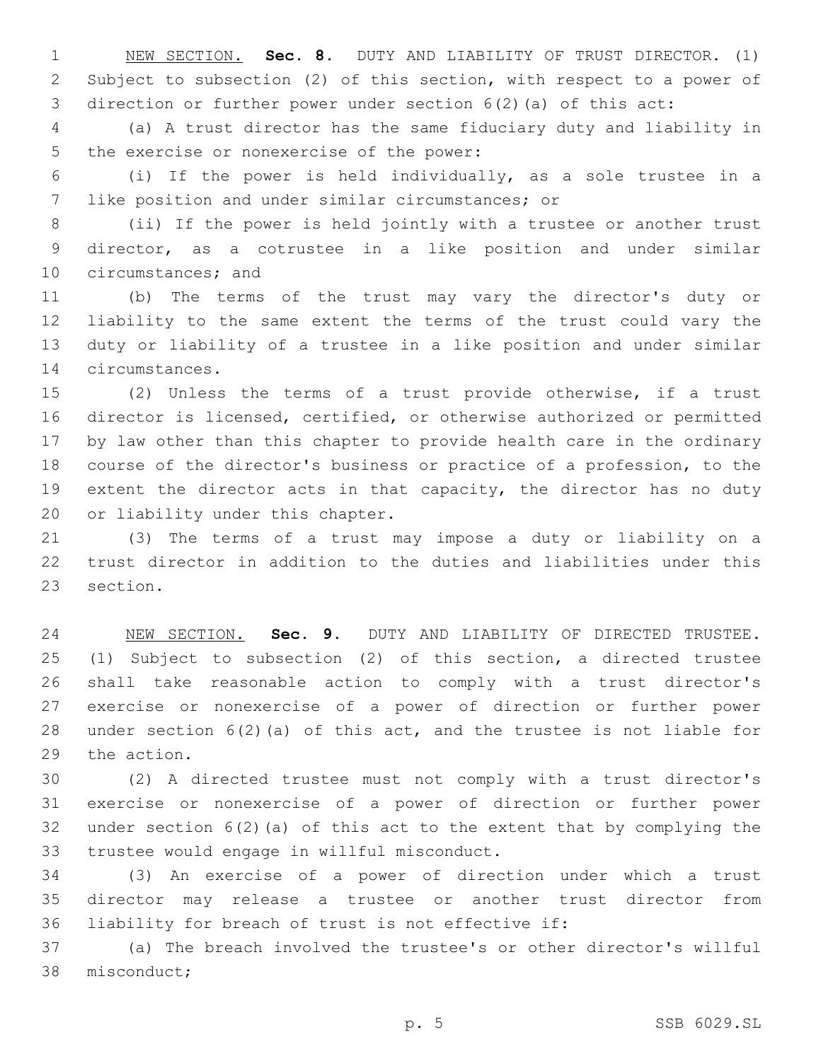NEW SECTION. **Sec. 8.** DUTY AND LIABILITY OF TRUST DIRECTOR. (1) Subject to subsection (2) of this section, with respect to a power of direction or further power under section 6(2)(a) of this act:

(a) A trust director has the same fiduciary duty and liability in the exercise or nonexercise of the power:

(i) If the power is held individually, as a sole trustee in a like position and under similar circumstances; or

(ii) If the power is held jointly with a trustee or another trust director, as a cotrustee in a like position and under similar circumstances; and

(b) The terms of the trust may vary the director's duty or liability to the same extent the terms of the trust could vary the duty or liability of a trustee in a like position and under similar circumstances.

(2) Unless the terms of a trust provide otherwise, if a trust director is licensed, certified, or otherwise authorized or permitted by law other than this chapter to provide health care in the ordinary course of the director's business or practice of a profession, to the extent the director acts in that capacity, the director has no duty or liability under this chapter.

(3) The terms of a trust may impose a duty or liability on a trust director in addition to the duties and liabilities under this section.

NEW SECTION. **Sec. 9.** DUTY AND LIABILITY OF DIRECTED TRUSTEE. (1) Subject to subsection (2) of this section, a directed trustee shall take reasonable action to comply with a trust director's exercise or nonexercise of a power of direction or further power under section 6(2)(a) of this act, and the trustee is not liable for the action.

(2) A directed trustee must not comply with a trust director's exercise or nonexercise of a power of direction or further power under section 6(2)(a) of this act to the extent that by complying the trustee would engage in willful misconduct.

(3) An exercise of a power of direction under which a trust director may release a trustee or another trust director from liability for breach of trust is not effective if:

(a) The breach involved the trustee's or other director's willful misconduct;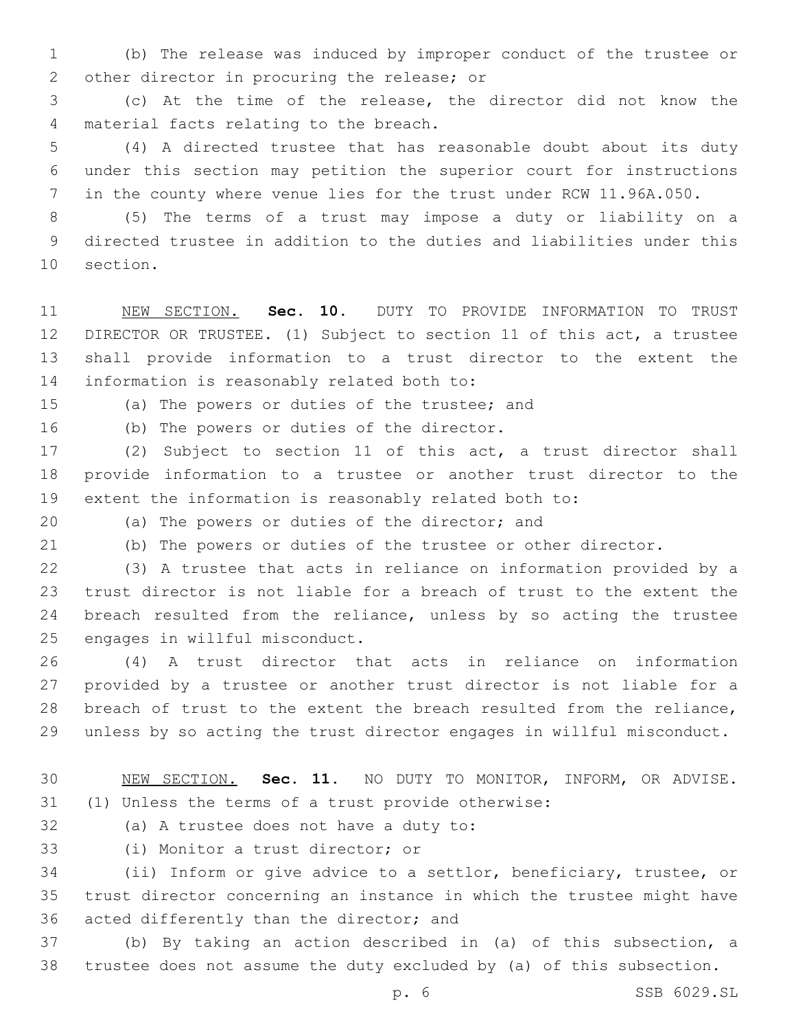(b) The release was induced by improper conduct of the trustee or other director in procuring the release; or

(c) At the time of the release, the director did not know the material facts relating to the breach.

(4) A directed trustee that has reasonable doubt about its duty under this section may petition the superior court for instructions in the county where venue lies for the trust under RCW 11.96A.050.

(5) The terms of a trust may impose a duty or liability on a directed trustee in addition to the duties and liabilities under this section.

NEW SECTION. **Sec. 10.** DUTY TO PROVIDE INFORMATION TO TRUST DIRECTOR OR TRUSTEE. (1) Subject to section 11 of this act, a trustee shall provide information to a trust director to the extent the information is reasonably related both to:

(a) The powers or duties of the trustee; and

(b) The powers or duties of the director.

(2) Subject to section 11 of this act, a trust director shall provide information to a trustee or another trust director to the extent the information is reasonably related both to:

(a) The powers or duties of the director; and

(b) The powers or duties of the trustee or other director.

(3) A trustee that acts in reliance on information provided by a trust director is not liable for a breach of trust to the extent the breach resulted from the reliance, unless by so acting the trustee engages in willful misconduct.

(4) A trust director that acts in reliance on information provided by a trustee or another trust director is not liable for a breach of trust to the extent the breach resulted from the reliance, unless by so acting the trust director engages in willful misconduct.

NEW SECTION. **Sec. 11.** NO DUTY TO MONITOR, INFORM, OR ADVISE. (1) Unless the terms of a trust provide otherwise:

(a) A trustee does not have a duty to:

(i) Monitor a trust director; or

(ii) Inform or give advice to a settlor, beneficiary, trustee, or trust director concerning an instance in which the trustee might have acted differently than the director; and

(b) By taking an action described in (a) of this subsection, a trustee does not assume the duty excluded by (a) of this subsection.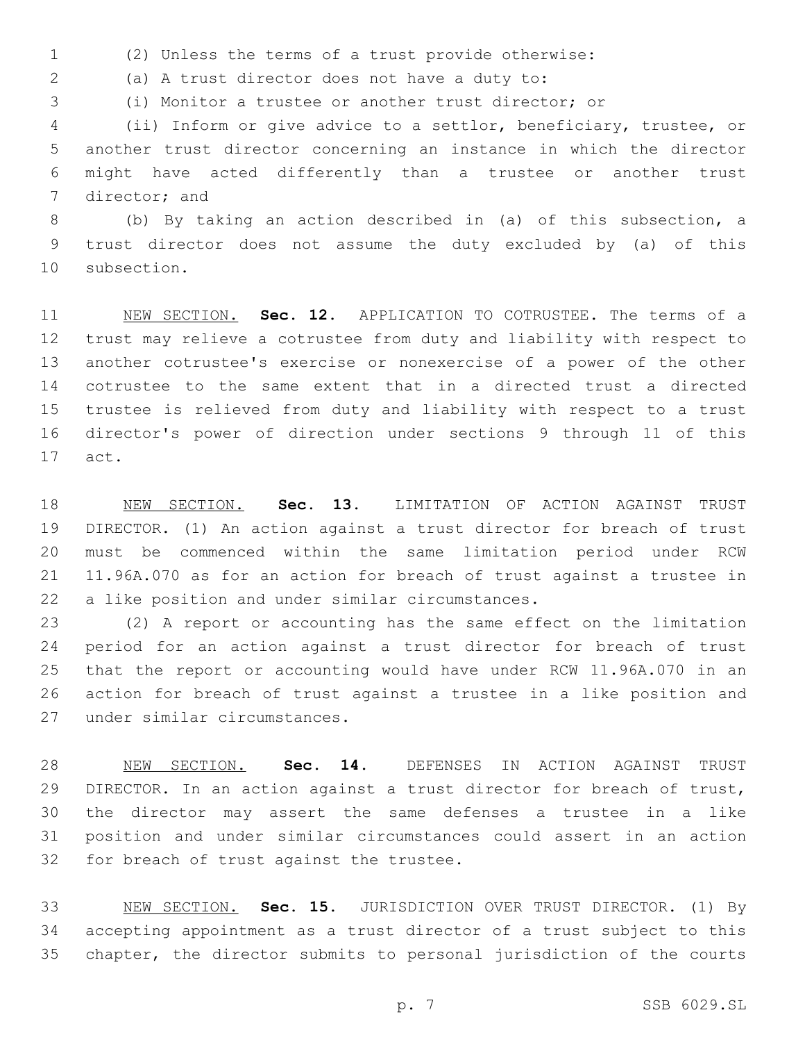(2) Unless the terms of a trust provide otherwise:

(a) A trust director does not have a duty to:

(i) Monitor a trustee or another trust director; or

(ii) Inform or give advice to a settlor, beneficiary, trustee, or another trust director concerning an instance in which the director might have acted differently than a trustee or another trust director; and

(b) By taking an action described in (a) of this subsection, a trust director does not assume the duty excluded by (a) of this subsection.

NEW SECTION. **Sec. 12.** APPLICATION TO COTRUSTEE. The terms of a trust may relieve a cotrustee from duty and liability with respect to another cotrustee's exercise or nonexercise of a power of the other cotrustee to the same extent that in a directed trust a directed trustee is relieved from duty and liability with respect to a trust director's power of direction under sections 9 through 11 of this act.

NEW SECTION. **Sec. 13.** LIMITATION OF ACTION AGAINST TRUST DIRECTOR. (1) An action against a trust director for breach of trust must be commenced within the same limitation period under RCW 11.96A.070 as for an action for breach of trust against a trustee in a like position and under similar circumstances.

(2) A report or accounting has the same effect on the limitation period for an action against a trust director for breach of trust that the report or accounting would have under RCW 11.96A.070 in an action for breach of trust against a trustee in a like position and under similar circumstances.

NEW SECTION. **Sec. 14.** DEFENSES IN ACTION AGAINST TRUST DIRECTOR. In an action against a trust director for breach of trust, the director may assert the same defenses a trustee in a like position and under similar circumstances could assert in an action for breach of trust against the trustee.

NEW SECTION. **Sec. 15.** JURISDICTION OVER TRUST DIRECTOR. (1) By accepting appointment as a trust director of a trust subject to this chapter, the director submits to personal jurisdiction of the courts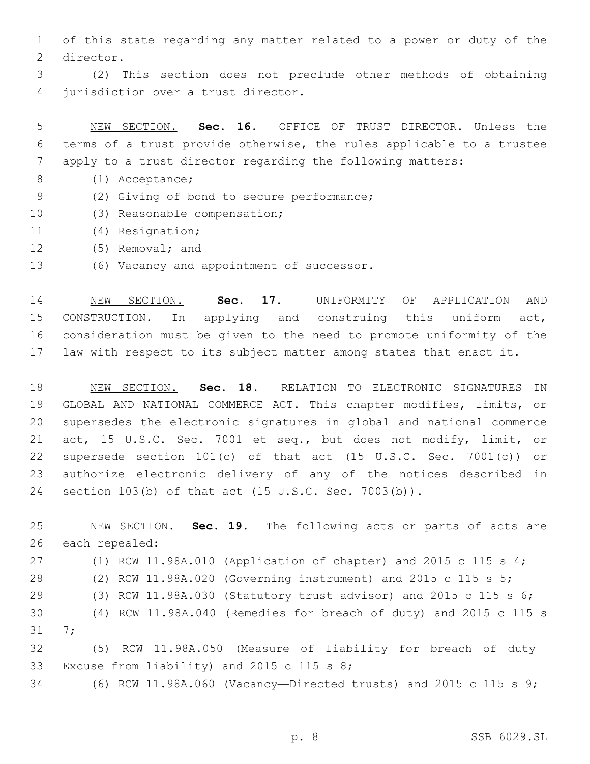of this state regarding any matter related to a power or duty of the director.

(2) This section does not preclude other methods of obtaining jurisdiction over a trust director.

NEW SECTION. **Sec. 16.** OFFICE OF TRUST DIRECTOR. Unless the terms of a trust provide otherwise, the rules applicable to a trustee apply to a trust director regarding the following matters:

(1) Acceptance;

(2) Giving of bond to secure performance;

(3) Reasonable compensation;

(4) Resignation;

(5) Removal; and

(6) Vacancy and appointment of successor.

NEW SECTION. **Sec. 17.** UNIFORMITY OF APPLICATION AND CONSTRUCTION. In applying and construing this uniform act, consideration must be given to the need to promote uniformity of the law with respect to its subject matter among states that enact it.

NEW SECTION. **Sec. 18.** RELATION TO ELECTRONIC SIGNATURES IN GLOBAL AND NATIONAL COMMERCE ACT. This chapter modifies, limits, or supersedes the electronic signatures in global and national commerce act, 15 U.S.C. Sec. 7001 et seq., but does not modify, limit, or supersede section 101(c) of that act (15 U.S.C. Sec. 7001(c)) or authorize electronic delivery of any of the notices described in section 103(b) of that act (15 U.S.C. Sec. 7003(b)).

NEW SECTION. **Sec. 19.** The following acts or parts of acts are each repealed:

(1) RCW 11.98A.010 (Application of chapter) and 2015 c 115 s 4;

(2) RCW 11.98A.020 (Governing instrument) and 2015 c 115 s 5;

(3) RCW 11.98A.030 (Statutory trust advisor) and 2015 c 115 s 6;

(4) RCW 11.98A.040 (Remedies for breach of duty) and 2015 c 115 s 7;

(5) RCW 11.98A.050 (Measure of liability for breach of duty—Excuse from liability) and 2015 c 115 s 8;

(6) RCW 11.98A.060 (Vacancy—Directed trusts) and 2015 c 115 s 9;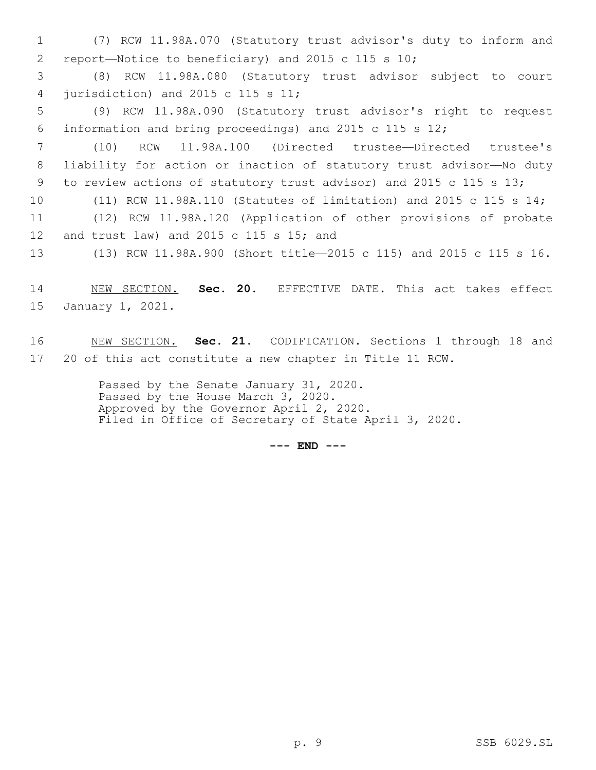(7) RCW 11.98A.070 (Statutory trust advisor's duty to inform and report—Notice to beneficiary) and 2015 c 115 s 10;

(8) RCW 11.98A.080 (Statutory trust advisor subject to court jurisdiction) and 2015 c 115 s 11;

(9) RCW 11.98A.090 (Statutory trust advisor's right to request information and bring proceedings) and 2015 c 115 s 12;

(10) RCW 11.98A.100 (Directed trustee—Directed trustee's liability for action or inaction of statutory trust advisor—No duty to review actions of statutory trust advisor) and 2015 c 115 s 13;

(11) RCW 11.98A.110 (Statutes of limitation) and 2015 c 115 s 14;

(12) RCW 11.98A.120 (Application of other provisions of probate and trust law) and 2015 c 115 s 15; and

(13) RCW 11.98A.900 (Short title—2015 c 115) and 2015 c 115 s 16.

NEW SECTION. **Sec. 20.** EFFECTIVE DATE. This act takes effect January 1, 2021.

NEW SECTION. **Sec. 21.** CODIFICATION. Sections 1 through 18 and 20 of this act constitute a new chapter in Title 11 RCW.

Passed by the Senate January 31, 2020.
Passed by the House March 3, 2020.
Approved by the Governor April 2, 2020.
Filed in Office of Secretary of State April 3, 2020.

**--- END ---**